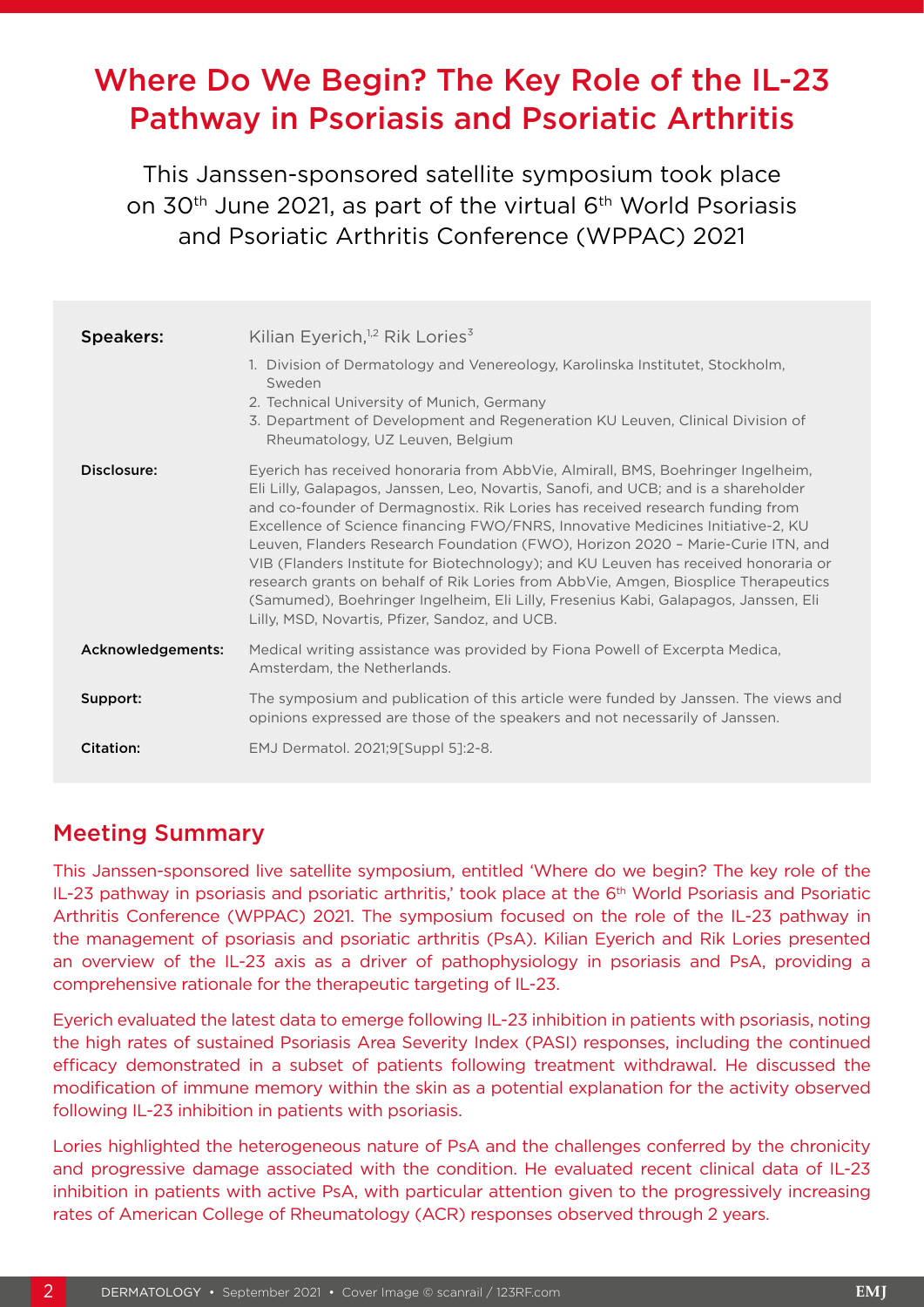# Where Do We Begin? The Key Role of the IL-23 Pathway in Psoriasis and Psoriatic Arthritis

This Janssen-sponsored satellite symposium took place on 30th June 2021, as part of the virtual 6th World Psoriasis and Psoriatic Arthritis Conference (WPPAC) 2021

| | |
|---|---|
| **Speakers:** | Kilian Eyerich,[1,2] Rik Lories[3]<br>1. Division of Dermatology and Venereology, Karolinska Institutet, Stockholm, Sweden<br>2. Technical University of Munich, Germany<br>3. Department of Development and Regeneration KU Leuven, Clinical Division of Rheumatology, UZ Leuven, Belgium |
| **Disclosure:** | Eyerich has received honoraria from AbbVie, Almirall, BMS, Boehringer Ingelheim, Eli Lilly, Galapagos, Janssen, Leo, Novartis, Sanofi, and UCB; and is a shareholder and co-founder of Dermagnostix. Rik Lories has received research funding from Excellence of Science financing FWO/FNRS, Innovative Medicines Initiative-2, KU Leuven, Flanders Research Foundation (FWO), Horizon 2020 – Marie-Curie ITN, and VIB (Flanders Institute for Biotechnology); and KU Leuven has received honoraria or research grants on behalf of Rik Lories from AbbVie, Amgen, Biosplice Therapeutics (Samumed), Boehringer Ingelheim, Eli Lilly, Fresenius Kabi, Galapagos, Janssen, Eli Lilly, MSD, Novartis, Pfizer, Sandoz, and UCB. |
| **Acknowledgements:** | Medical writing assistance was provided by Fiona Powell of Excerpta Medica, Amsterdam, the Netherlands. |
| **Support:** | The symposium and publication of this article were funded by Janssen. The views and opinions expressed are those of the speakers and not necessarily of Janssen. |
| **Citation:** | EMJ Dermatol. 2021;9[Suppl 5]:2-8. |

## Meeting Summary

This Janssen-sponsored live satellite symposium, entitled 'Where do we begin? The key role of the IL-23 pathway in psoriasis and psoriatic arthritis,' took place at the 6th World Psoriasis and Psoriatic Arthritis Conference (WPPAC) 2021. The symposium focused on the role of the IL-23 pathway in the management of psoriasis and psoriatic arthritis (PsA). Kilian Eyerich and Rik Lories presented an overview of the IL-23 axis as a driver of pathophysiology in psoriasis and PsA, providing a comprehensive rationale for the therapeutic targeting of IL-23.

Eyerich evaluated the latest data to emerge following IL-23 inhibition in patients with psoriasis, noting the high rates of sustained Psoriasis Area Severity Index (PASI) responses, including the continued efficacy demonstrated in a subset of patients following treatment withdrawal. He discussed the modification of immune memory within the skin as a potential explanation for the activity observed following IL-23 inhibition in patients with psoriasis.

Lories highlighted the heterogeneous nature of PsA and the challenges conferred by the chronicity and progressive damage associated with the condition. He evaluated recent clinical data of IL-23 inhibition in patients with active PsA, with particular attention given to the progressively increasing rates of American College of Rheumatology (ACR) responses observed through 2 years.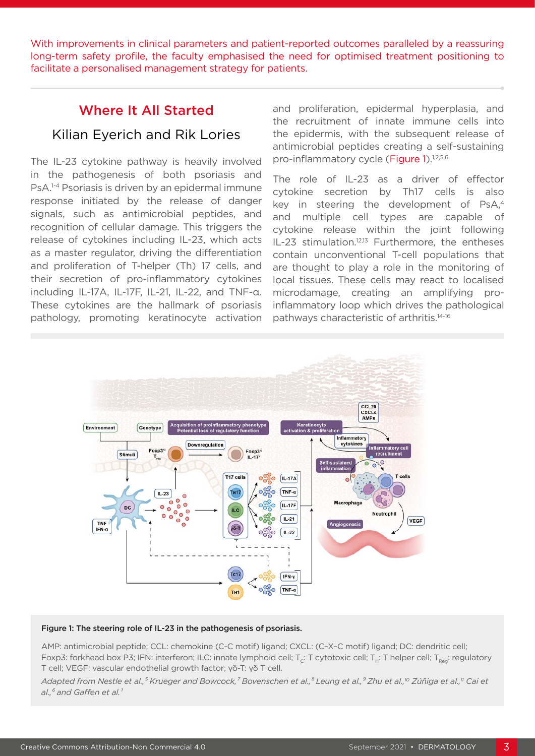With improvements in clinical parameters and patient-reported outcomes paralleled by a reassuring long-term safety profile, the faculty emphasised the need for optimised treatment positioning to facilitate a personalised management strategy for patients.

## Where It All Started

### Kilian Eyerich and Rik Lories

The IL-23 cytokine pathway is heavily involved in the pathogenesis of both psoriasis and PsA.[1-4] Psoriasis is driven by an epidermal immune response initiated by the release of danger signals, such as antimicrobial peptides, and recognition of cellular damage. This triggers the release of cytokines including IL-23, which acts as a master regulator, driving the differentiation and proliferation of T-helper (Th) 17 cells, and their secretion of pro-inflammatory cytokines including IL-17A, IL-17F, IL-21, IL-22, and TNF-α. These cytokines are the hallmark of psoriasis pathology, promoting keratinocyte activation and proliferation, epidermal hyperplasia, and the recruitment of innate immune cells into the epidermis, with the subsequent release of antimicrobial peptides creating a self-sustaining pro-inflammatory cycle (Figure 1).[1,2,5,6]

The role of IL-23 as a driver of effector cytokine secretion by Th17 cells is also key in steering the development of PsA,[4] and multiple cell types are capable of cytokine release within the joint following IL-23 stimulation.[12,13] Furthermore, the entheses contain unconventional T-cell populations that are thought to play a role in the monitoring of local tissues. These cells may react to localised microdamage, creating an amplifying pro-inflammatory loop which drives the pathological pathways characteristic of arthritis.[14-16]

**Figure 1: The steering role of IL-23 in the pathogenesis of psoriasis.**

AMP: antimicrobial peptide; CCL: chemokine (C-C motif) ligand; CXCL: chemokine (C–X–C motif) ligand; DC: dendritic cell; Foxp3: forkhead box P3; IFN: interferon; ILC: innate lymphoid cell; $T_C$: T cytotoxic cell; $T_H$: T helper cell; $T_{Reg}$: regulatory T cell; VEGF: vascular endothelial growth factor; γδ-T: γδ T cell.

*Adapted from Nestle et al.,[5] Krueger and Bowcock,[7] Bovenschen et al.,[8] Leung et al.,[9] Zhu et al.,[10] Zúñiga et al.,[11] Cai et al.,[6] and Gaffen et al.[1]*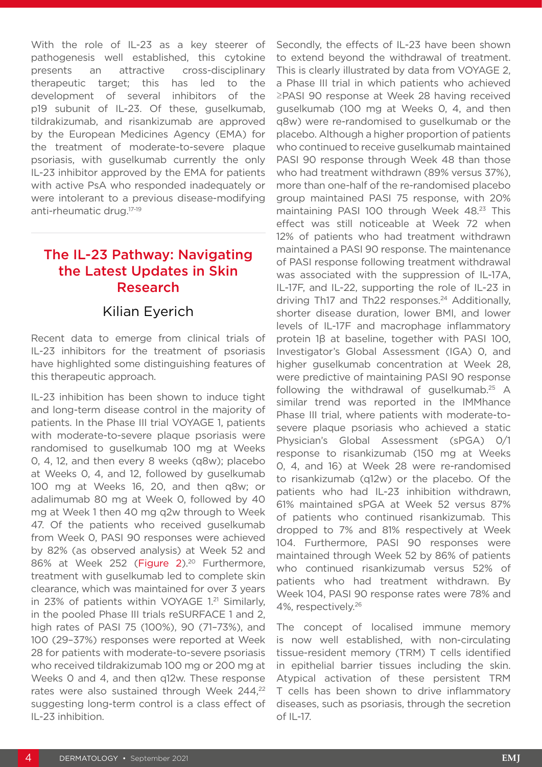With the role of IL-23 as a key steerer of pathogenesis well established, this cytokine presents an attractive cross-disciplinary therapeutic target; this has led to the development of several inhibitors of the p19 subunit of IL-23. Of these, guselkumab, tildrakizumab, and risankizumab are approved by the European Medicines Agency (EMA) for the treatment of moderate-to-severe plaque psoriasis, with guselkumab currently the only IL-23 inhibitor approved by the EMA for patients with active PsA who responded inadequately or were intolerant to a previous disease-modifying anti-rheumatic drug.[17-19]

## The IL-23 Pathway: Navigating the Latest Updates in Skin Research

### Kilian Eyerich

Recent data to emerge from clinical trials of IL-23 inhibitors for the treatment of psoriasis have highlighted some distinguishing features of this therapeutic approach.

IL-23 inhibition has been shown to induce tight and long-term disease control in the majority of patients. In the Phase III trial VOYAGE 1, patients with moderate-to-severe plaque psoriasis were randomised to guselkumab 100 mg at Weeks 0, 4, 12, and then every 8 weeks (q8w); placebo at Weeks 0, 4, and 12, followed by guselkumab 100 mg at Weeks 16, 20, and then q8w; or adalimumab 80 mg at Week 0, followed by 40 mg at Week 1 then 40 mg q2w through to Week 47. Of the patients who received guselkumab from Week 0, PASI 90 responses were achieved by 82% (as observed analysis) at Week 52 and 86% at Week 252 (Figure 2).[20] Furthermore, treatment with guselkumab led to complete skin clearance, which was maintained for over 3 years in 23% of patients within VOYAGE 1.[21] Similarly, in the pooled Phase III trials reSURFACE 1 and 2, high rates of PASI 75 (100%), 90 (71–73%), and 100 (29–37%) responses were reported at Week 28 for patients with moderate-to-severe psoriasis who received tildrakizumab 100 mg or 200 mg at Weeks 0 and 4, and then q12w. These response rates were also sustained through Week 244,[22] suggesting long-term control is a class effect of IL-23 inhibition.

Secondly, the effects of IL-23 have been shown to extend beyond the withdrawal of treatment. This is clearly illustrated by data from VOYAGE 2, a Phase III trial in which patients who achieved ≥PASI 90 response at Week 28 having received guselkumab (100 mg at Weeks 0, 4, and then q8w) were re-randomised to guselkumab or the placebo. Although a higher proportion of patients who continued to receive guselkumab maintained PASI 90 response through Week 48 than those who had treatment withdrawn (89% versus 37%), more than one-half of the re-randomised placebo group maintained PASI 75 response, with 20% maintaining PASI 100 through Week 48.[23] This effect was still noticeable at Week 72 when 12% of patients who had treatment withdrawn maintained a PASI 90 response. The maintenance of PASI response following treatment withdrawal was associated with the suppression of IL-17A, IL-17F, and IL-22, supporting the role of IL-23 in driving Th17 and Th22 responses.[24] Additionally, shorter disease duration, lower BMI, and lower levels of IL-17F and macrophage inflammatory protein 1β at baseline, together with PASI 100, Investigator's Global Assessment (IGA) 0, and higher guselkumab concentration at Week 28, were predictive of maintaining PASI 90 response following the withdrawal of guselkumab.[25] A similar trend was reported in the IMMhance Phase III trial, where patients with moderate-to-severe plaque psoriasis who achieved a static Physician's Global Assessment (sPGA) 0/1 response to risankizumab (150 mg at Weeks 0, 4, and 16) at Week 28 were re-randomised to risankizumab (q12w) or the placebo. Of the patients who had IL-23 inhibition withdrawn, 61% maintained sPGA at Week 52 versus 87% of patients who continued risankizumab. This dropped to 7% and 81% respectively at Week 104. Furthermore, PASI 90 responses were maintained through Week 52 by 86% of patients who continued risankizumab versus 52% of patients who had treatment withdrawn. By Week 104, PASI 90 response rates were 78% and 4%, respectively.[26]

The concept of localised immune memory is now well established, with non-circulating tissue-resident memory (TRM) T cells identified in epithelial barrier tissues including the skin. Atypical activation of these persistent TRM T cells has been shown to drive inflammatory diseases, such as psoriasis, through the secretion of IL-17.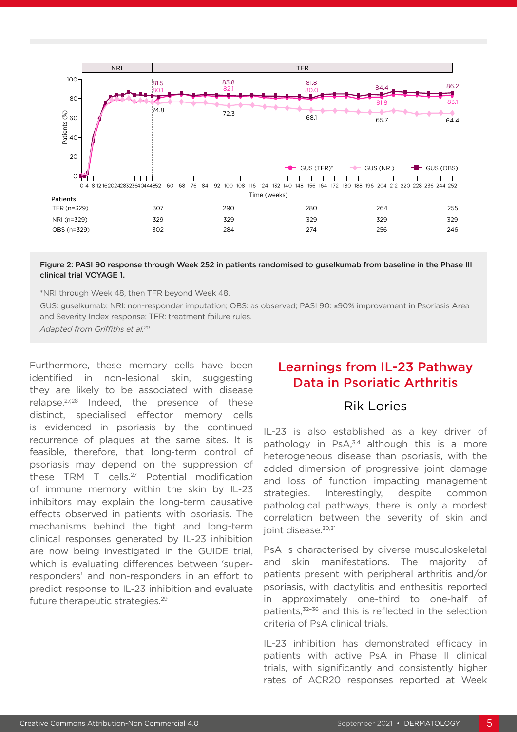| Patients | | | | | |
|---|---|---|---|---|---|
| TFR (n=329) | 307 | 290 | 280 | 264 | 255 |
| NRI (n=329) | 329 | 329 | 329 | 329 | 329 |
| OBS (n=329) | 302 | 284 | 274 | 256 | 246 |

**Figure 2: PASI 90 response through Week 252 in patients randomised to guselkumab from baseline in the Phase III clinical trial VOYAGE 1.**

*NRI through Week 48, then TFR beyond Week 48.

GUS: guselkumab; NRI: non-responder imputation; OBS: as observed; PASI 90: ≥90% improvement in Psoriasis Area and Severity Index response; TFR: treatment failure rules.

*Adapted from Griffiths et al.[20]*

Furthermore, these memory cells have been identified in non-lesional skin, suggesting they are likely to be associated with disease relapse.[27,28] Indeed, the presence of these distinct, specialised effector memory cells is evidenced in psoriasis by the continued recurrence of plaques at the same sites. It is feasible, therefore, that long-term control of psoriasis may depend on the suppression of these TRM T cells.[27] Potential modification of immune memory within the skin by IL-23 inhibitors may explain the long-term causative effects observed in patients with psoriasis. The mechanisms behind the tight and long-term clinical responses generated by IL-23 inhibition are now being investigated in the GUIDE trial, which is evaluating differences between 'super-responders' and non-responders in an effort to predict response to IL-23 inhibition and evaluate future therapeutic strategies.[29]

## Learnings from IL-23 Pathway Data in Psoriatic Arthritis

### Rik Lories

IL-23 is also established as a key driver of pathology in PsA,[3,4] although this is a more heterogeneous disease than psoriasis, with the added dimension of progressive joint damage and loss of function impacting management strategies. Interestingly, despite common pathological pathways, there is only a modest correlation between the severity of skin and joint disease.[30,31]

PsA is characterised by diverse musculoskeletal and skin manifestations. The majority of patients present with peripheral arthritis and/or psoriasis, with dactylitis and enthesitis reported in approximately one-third to one-half of patients,[32–36] and this is reflected in the selection criteria of PsA clinical trials.

IL-23 inhibition has demonstrated efficacy in patients with active PsA in Phase II clinical trials, with significantly and consistently higher rates of ACR20 responses reported at Week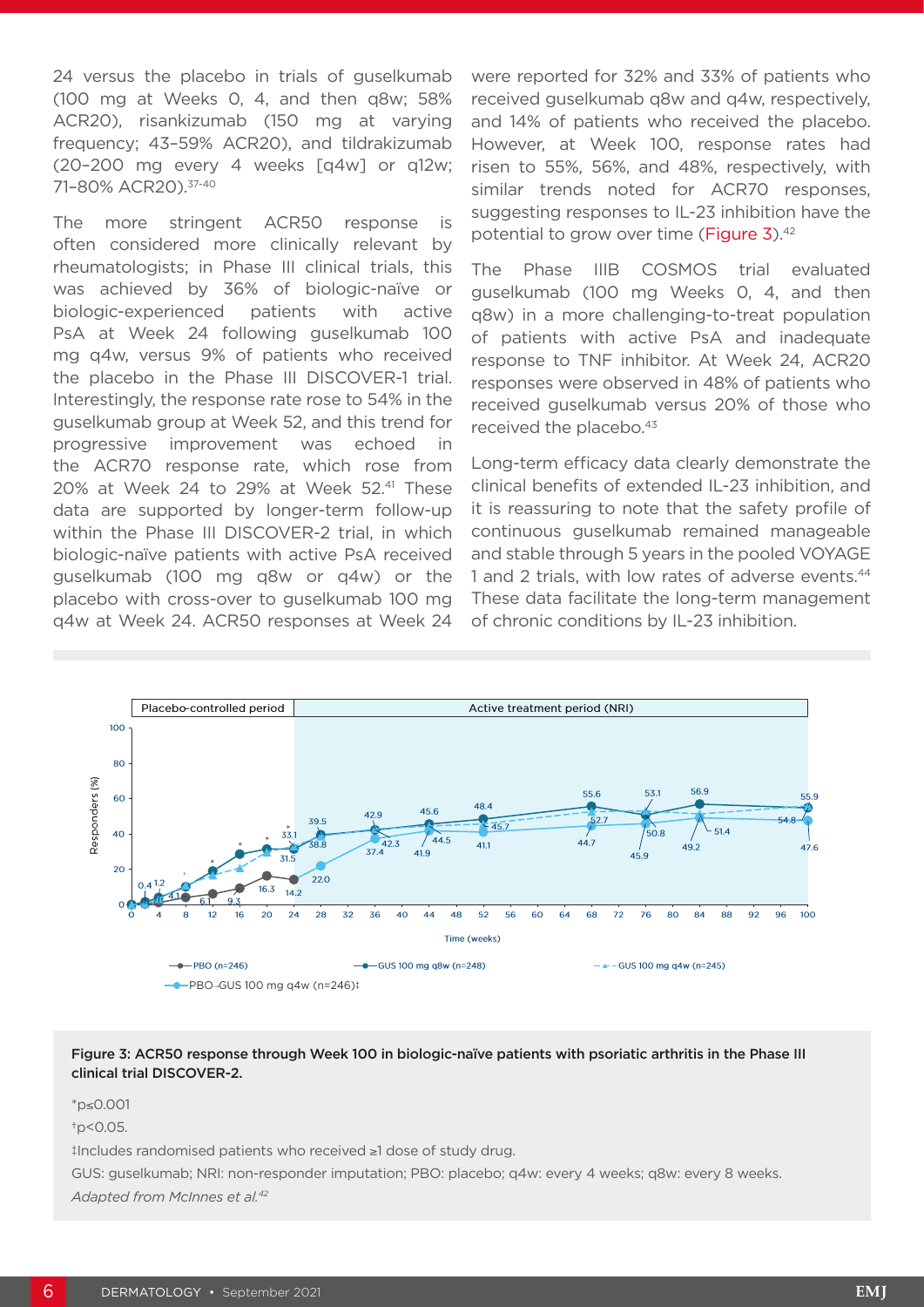24 versus the placebo in trials of guselkumab (100 mg at Weeks 0, 4, and then q8w; 58% ACR20), risankizumab (150 mg at varying frequency; 43–59% ACR20), and tildrakizumab (20–200 mg every 4 weeks [q4w] or q12w; 71–80% ACR20).[37-40]

The more stringent ACR50 response is often considered more clinically relevant by rheumatologists; in Phase III clinical trials, this was achieved by 36% of biologic-naïve or biologic-experienced patients with active PsA at Week 24 following guselkumab 100 mg q4w, versus 9% of patients who received the placebo in the Phase III DISCOVER-1 trial. Interestingly, the response rate rose to 54% in the guselkumab group at Week 52, and this trend for progressive improvement was echoed in the ACR70 response rate, which rose from 20% at Week 24 to 29% at Week 52.[41] These data are supported by longer-term follow-up within the Phase III DISCOVER-2 trial, in which biologic-naïve patients with active PsA received guselkumab (100 mg q8w or q4w) or the placebo with cross-over to guselkumab 100 mg q4w at Week 24. ACR50 responses at Week 24 were reported for 32% and 33% of patients who received guselkumab q8w and q4w, respectively, and 14% of patients who received the placebo. However, at Week 100, response rates had risen to 55%, 56%, and 48%, respectively, with similar trends noted for ACR70 responses, suggesting responses to IL-23 inhibition have the potential to grow over time (Figure 3).[42]

The Phase IIIB COSMOS trial evaluated guselkumab (100 mg Weeks 0, 4, and then q8w) in a more challenging-to-treat population of patients with active PsA and inadequate response to TNF inhibitor. At Week 24, ACR20 responses were observed in 48% of patients who received guselkumab versus 20% of those who received the placebo.[43]

Long-term efficacy data clearly demonstrate the clinical benefits of extended IL-23 inhibition, and it is reassuring to note that the safety profile of continuous guselkumab remained manageable and stable through 5 years in the pooled VOYAGE 1 and 2 trials, with low rates of adverse events.[44] These data facilitate the long-term management of chronic conditions by IL-23 inhibition.

**Figure 3: ACR50 response through Week 100 in biologic-naïve patients with psoriatic arthritis in the Phase III clinical trial DISCOVER-2.**

*p≤0.001

†p<0.05.

‡Includes randomised patients who received ≥1 dose of study drug.

GUS: guselkumab; NRI: non-responder imputation; PBO: placebo; q4w: every 4 weeks; q8w: every 8 weeks.

*Adapted from McInnes et al.[42]*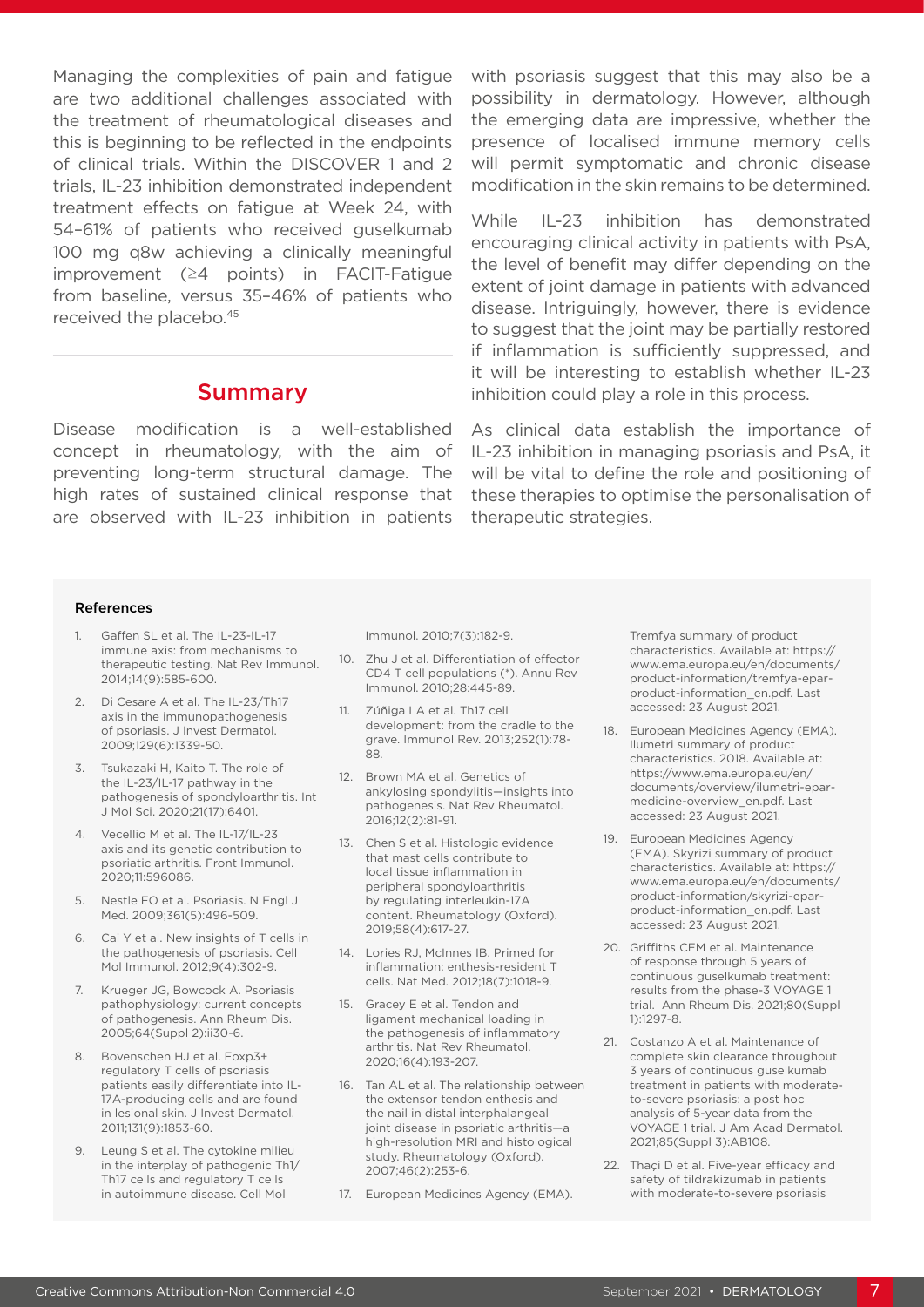Managing the complexities of pain and fatigue are two additional challenges associated with the treatment of rheumatological diseases and this is beginning to be reflected in the endpoints of clinical trials. Within the DISCOVER 1 and 2 trials, IL-23 inhibition demonstrated independent treatment effects on fatigue at Week 24, with 54–61% of patients who received guselkumab 100 mg q8w achieving a clinically meaningful improvement (≥4 points) in FACIT-Fatigue from baseline, versus 35–46% of patients who received the placebo.[45]

## Summary

Disease modification is a well-established concept in rheumatology, with the aim of preventing long-term structural damage. The high rates of sustained clinical response that are observed with IL-23 inhibition in patients with psoriasis suggest that this may also be a possibility in dermatology. However, although the emerging data are impressive, whether the presence of localised immune memory cells will permit symptomatic and chronic disease modification in the skin remains to be determined.

While IL-23 inhibition has demonstrated encouraging clinical activity in patients with PsA, the level of benefit may differ depending on the extent of joint damage in patients with advanced disease. Intriguingly, however, there is evidence to suggest that the joint may be partially restored if inflammation is sufficiently suppressed, and it will be interesting to establish whether IL-23 inhibition could play a role in this process.

As clinical data establish the importance of IL-23 inhibition in managing psoriasis and PsA, it will be vital to define the role and positioning of these therapies to optimise the personalisation of therapeutic strategies.

### References

1. Gaffen SL et al. The IL-23-IL-17 immune axis: from mechanisms to therapeutic testing. Nat Rev Immunol. 2014;14(9):585-600.
2. Di Cesare A et al. The IL-23/Th17 axis in the immunopathogenesis of psoriasis. J Invest Dermatol. 2009;129(6):1339-50.
3. Tsukazaki H, Kaito T. The role of the IL-23/IL-17 pathway in the pathogenesis of spondyloarthritis. Int J Mol Sci. 2020;21(17):6401.
4. Vecellio M et al. The IL-17/IL-23 axis and its genetic contribution to psoriatic arthritis. Front Immunol. 2020;11:596086.
5. Nestle FO et al. Psoriasis. N Engl J Med. 2009;361(5):496-509.
6. Cai Y et al. New insights of T cells in the pathogenesis of psoriasis. Cell Mol Immunol. 2012;9(4):302-9.
7. Krueger JG, Bowcock A. Psoriasis pathophysiology: current concepts of pathogenesis. Ann Rheum Dis. 2005;64(Suppl 2):ii30-6.
8. Bovenschen HJ et al. Foxp3+ regulatory T cells of psoriasis patients easily differentiate into IL-17A-producing cells and are found in lesional skin. J Invest Dermatol. 2011;131(9):1853-60.
9. Leung S et al. The cytokine milieu in the interplay of pathogenic Th1/Th17 cells and regulatory T cells in autoimmune disease. Cell Mol Immunol. 2010;7(3):182-9.
10. Zhu J et al. Differentiation of effector CD4 T cell populations (*). Annu Rev Immunol. 2010;28:445-89.
11. Zúñiga LA et al. Th17 cell development: from the cradle to the grave. Immunol Rev. 2013;252(1):78-88.
12. Brown MA et al. Genetics of ankylosing spondylitis—insights into pathogenesis. Nat Rev Rheumatol. 2016;12(2):81-91.
13. Chen S et al. Histologic evidence that mast cells contribute to local tissue inflammation in peripheral spondyloarthritis by regulating interleukin-17A content. Rheumatology (Oxford). 2019;58(4):617-27.
14. Lories RJ, McInnes IB. Primed for inflammation: enthesis-resident T cells. Nat Med. 2012;18(7):1018-9.
15. Gracey E et al. Tendon and ligament mechanical loading in the pathogenesis of inflammatory arthritis. Nat Rev Rheumatol. 2020;16(4):193-207.
16. Tan AL et al. The relationship between the extensor tendon enthesis and the nail in distal interphalangeal joint disease in psoriatic arthritis—a high-resolution MRI and histological study. Rheumatology (Oxford). 2007;46(2):253-6.
17. European Medicines Agency (EMA). Tremfya summary of product characteristics. Available at: https://www.ema.europa.eu/en/documents/product-information/tremfya-epar-product-information_en.pdf. Last accessed: 23 August 2021.
18. European Medicines Agency (EMA). Ilumetri summary of product characteristics. 2018. Available at: https://www.ema.europa.eu/en/documents/overview/ilumetri-epar-medicine-overview_en.pdf. Last accessed: 23 August 2021.
19. European Medicines Agency (EMA). Skyrizi summary of product characteristics. Available at: https://www.ema.europa.eu/en/documents/product-information/skyrizi-epar-product-information_en.pdf. Last accessed: 23 August 2021.
20. Griffiths CEM et al. Maintenance of response through 5 years of continuous guselkumab treatment: results from the phase-3 VOYAGE 1 trial. Ann Rheum Dis. 2021;80(Suppl 1):1297-8.
21. Costanzo A et al. Maintenance of complete skin clearance throughout 3 years of continuous guselkumab treatment in patients with moderate-to-severe psoriasis: a post hoc analysis of 5-year data from the VOYAGE 1 trial. J Am Acad Dermatol. 2021;85(Suppl 3):AB108.
22. Thaçi D et al. Five-year efficacy and safety of tildrakizumab in patients with moderate-to-severe psoriasis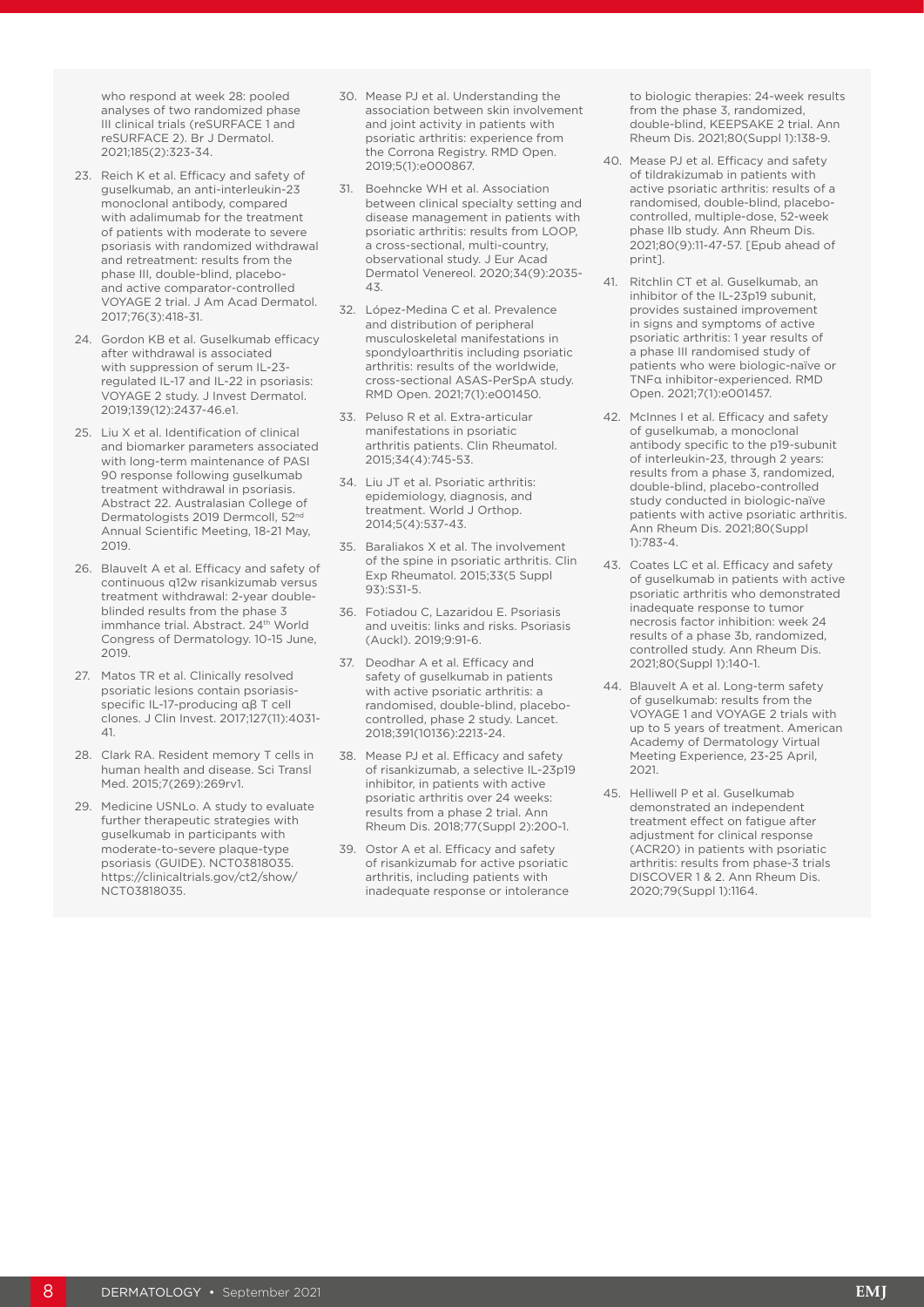who respond at week 28: pooled analyses of two randomized phase III clinical trials (reSURFACE 1 and reSURFACE 2). Br J Dermatol. 2021;185(2):323-34.

23. Reich K et al. Efficacy and safety of guselkumab, an anti-interleukin-23 monoclonal antibody, compared with adalimumab for the treatment of patients with moderate to severe psoriasis with randomized withdrawal and retreatment: results from the phase III, double-blind, placebo- and active comparator-controlled VOYAGE 2 trial. J Am Acad Dermatol. 2017;76(3):418-31.
24. Gordon KB et al. Guselkumab efficacy after withdrawal is associated with suppression of serum IL-23-regulated IL-17 and IL-22 in psoriasis: VOYAGE 2 study. J Invest Dermatol. 2019;139(12):2437-46.e1.
25. Liu X et al. Identification of clinical and biomarker parameters associated with long-term maintenance of PASI 90 response following guselkumab treatment withdrawal in psoriasis. Abstract 22. Australasian College of Dermatologists 2019 Dermcoll, 52nd Annual Scientific Meeting, 18-21 May, 2019.
26. Blauvelt A et al. Efficacy and safety of continuous q12w risankizumab versus treatment withdrawal: 2-year double-blinded results from the phase 3 immhance trial. Abstract. 24th World Congress of Dermatology. 10-15 June, 2019.
27. Matos TR et al. Clinically resolved psoriatic lesions contain psoriasis-specific IL-17-producing αβ T cell clones. J Clin Invest. 2017;127(11):4031-41.
28. Clark RA. Resident memory T cells in human health and disease. Sci Transl Med. 2015;7(269):269rv1.
29. Medicine USNLo. A study to evaluate further therapeutic strategies with guselkumab in participants with moderate-to-severe plaque-type psoriasis (GUIDE). NCT03818035. https://clinicaltrials.gov/ct2/show/NCT03818035.
30. Mease PJ et al. Understanding the association between skin involvement and joint activity in patients with psoriatic arthritis: experience from the Corrona Registry. RMD Open. 2019;5(1):e000867.
31. Boehncke WH et al. Association between clinical specialty setting and disease management in patients with psoriatic arthritis: results from LOOP, a cross-sectional, multi-country, observational study. J Eur Acad Dermatol Venereol. 2020;34(9):2035-43.
32. López-Medina C et al. Prevalence and distribution of peripheral musculoskeletal manifestations in spondyloarthritis including psoriatic arthritis: results of the worldwide, cross-sectional ASAS-PerSpA study. RMD Open. 2021;7(1):e001450.
33. Peluso R et al. Extra-articular manifestations in psoriatic arthritis patients. Clin Rheumatol. 2015;34(4):745-53.
34. Liu JT et al. Psoriatic arthritis: epidemiology, diagnosis, and treatment. World J Orthop. 2014;5(4):537-43.
35. Baraliakos X et al. The involvement of the spine in psoriatic arthritis. Clin Exp Rheumatol. 2015;33(5 Suppl 93):S31-5.
36. Fotiadou C, Lazaridou E. Psoriasis and uveitis: links and risks. Psoriasis (Auckl). 2019;9:91-6.
37. Deodhar A et al. Efficacy and safety of guselkumab in patients with active psoriatic arthritis: a randomised, double-blind, placebo-controlled, phase 2 study. Lancet. 2018;391(10136):2213-24.
38. Mease PJ et al. Efficacy and safety of risankizumab, a selective IL-23p19 inhibitor, in patients with active psoriatic arthritis over 24 weeks: results from a phase 2 trial. Ann Rheum Dis. 2018;77(Suppl 2):200-1.
39. Ostor A et al. Efficacy and safety of risankizumab for active psoriatic arthritis, including patients with inadequate response or intolerance to biologic therapies: 24-week results from the phase 3, randomized, double-blind, KEEPSAKE 2 trial. Ann Rheum Dis. 2021;80(Suppl 1):138-9.
40. Mease PJ et al. Efficacy and safety of tildrakizumab in patients with active psoriatic arthritis: results of a randomised, double-blind, placebo-controlled, multiple-dose, 52-week phase IIb study. Ann Rheum Dis. 2021;80(9):11-47-57. [Epub ahead of print].
41. Ritchlin CT et al. Guselkumab, an inhibitor of the IL-23p19 subunit, provides sustained improvement in signs and symptoms of active psoriatic arthritis: 1 year results of a phase III randomised study of patients who were biologic-naïve or TNFα inhibitor-experienced. RMD Open. 2021;7(1):e001457.
42. McInnes I et al. Efficacy and safety of guselkumab, a monoclonal antibody specific to the p19-subunit of interleukin-23, through 2 years: results from a phase 3, randomized, double-blind, placebo-controlled study conducted in biologic-naïve patients with active psoriatic arthritis. Ann Rheum Dis. 2021;80(Suppl 1):783-4.
43. Coates LC et al. Efficacy and safety of guselkumab in patients with active psoriatic arthritis who demonstrated inadequate response to tumor necrosis factor inhibition: week 24 results of a phase 3b, randomized, controlled study. Ann Rheum Dis. 2021;80(Suppl 1):140-1.
44. Blauvelt A et al. Long-term safety of guselkumab: results from the VOYAGE 1 and VOYAGE 2 trials with up to 5 years of treatment. American Academy of Dermatology Virtual Meeting Experience, 23-25 April, 2021.
45. Helliwell P et al. Guselkumab demonstrated an independent treatment effect on fatigue after adjustment for clinical response (ACR20) in patients with psoriatic arthritis: results from phase-3 trials DISCOVER 1 & 2. Ann Rheum Dis. 2020;79(Suppl 1):1164.